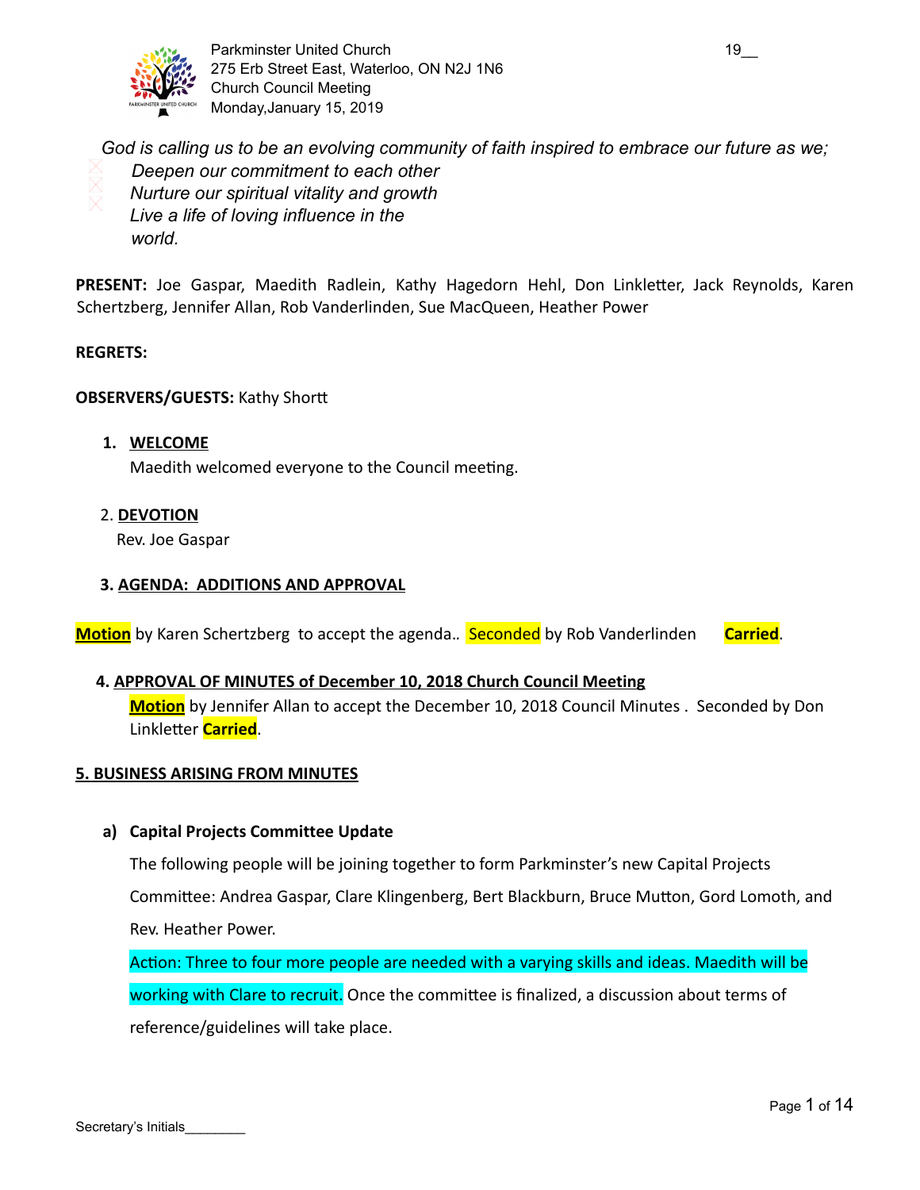Parkminster United Church
275 Erb Street East, Waterloo, ON N2J 1N6
Church Council Meeting
Monday,January 15, 2019

19__

*God is calling us to be an evolving community of faith inspired to embrace our future as we;*
- *Deepen our commitment to each other*
- *Nurture our spiritual vitality and growth*
- *Live a life of loving influence in the world.*

**PRESENT:** Joe Gaspar, Maedith Radlein, Kathy Hagedorn Hehl, Don Linkletter, Jack Reynolds, Karen Schertzberg, Jennifer Allan, Rob Vanderlinden, Sue MacQueen, Heather Power

**REGRETS:**

**OBSERVERS/GUESTS:** Kathy Shortt

1. **WELCOME**
   Maedith welcomed everyone to the Council meeting.

2. **DEVOTION**
   Rev. Joe Gaspar

3. **AGENDA: ADDITIONS AND APPROVAL**

**Motion** by Karen Schertzberg to accept the agenda.. Seconded by Rob Vanderlinden **Carried**.

4. **APPROVAL OF MINUTES of December 10, 2018 Church Council Meeting**
   **Motion** by Jennifer Allan to accept the December 10, 2018 Council Minutes . Seconded by Don Linkletter **Carried**.

**5. BUSINESS ARISING FROM MINUTES**

a) **Capital Projects Committee Update**

The following people will be joining together to form Parkminster's new Capital Projects Committee: Andrea Gaspar, Clare Klingenberg, Bert Blackburn, Bruce Mutton, Gord Lomoth, and Rev. Heather Power.

Action: Three to four more people are needed with a varying skills and ideas. Maedith will be working with Clare to recruit. Once the committee is finalized, a discussion about terms of reference/guidelines will take place.

Secretary's Initials________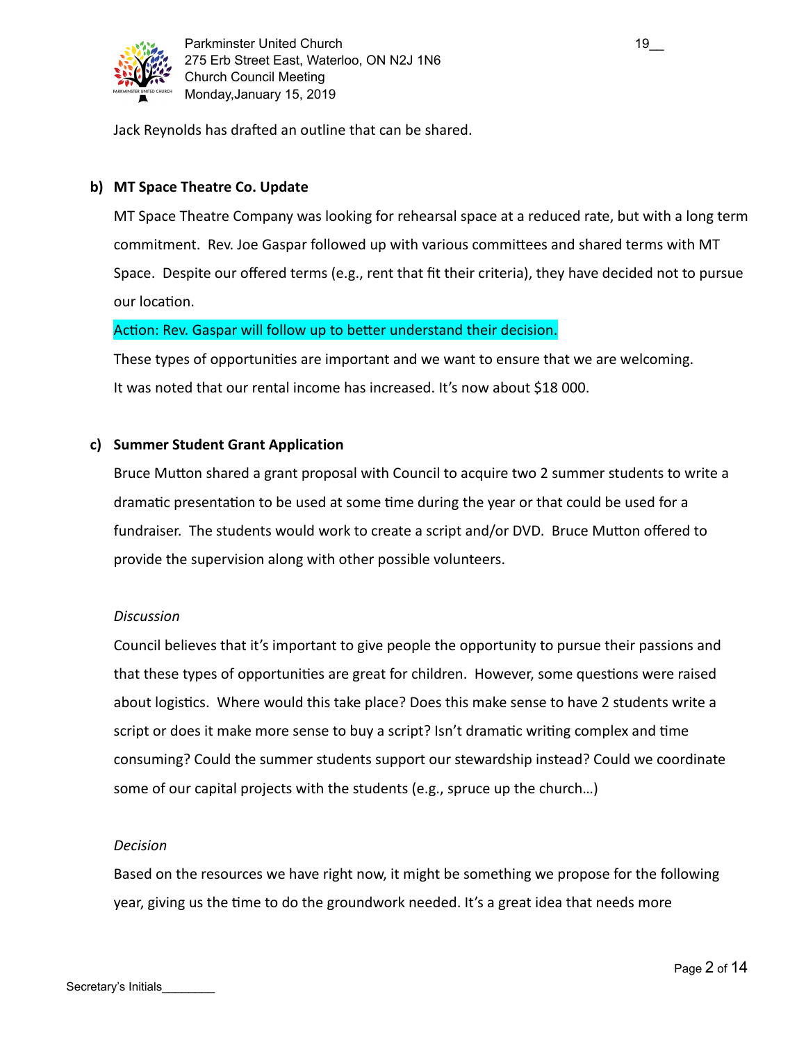Jack Reynolds has drafted an outline that can be shared.

**b) MT Space Theatre Co. Update**

MT Space Theatre Company was looking for rehearsal space at a reduced rate, but with a long term commitment. Rev. Joe Gaspar followed up with various committees and shared terms with MT Space. Despite our offered terms (e.g., rent that fit their criteria), they have decided not to pursue our location.

Action: Rev. Gaspar will follow up to better understand their decision.

These types of opportunities are important and we want to ensure that we are welcoming.
It was noted that our rental income has increased. It's now about $18 000.

**c) Summer Student Grant Application**

Bruce Mutton shared a grant proposal with Council to acquire two 2 summer students to write a dramatic presentation to be used at some time during the year or that could be used for a fundraiser. The students would work to create a script and/or DVD. Bruce Mutton offered to provide the supervision along with other possible volunteers.

*Discussion*

Council believes that it's important to give people the opportunity to pursue their passions and that these types of opportunities are great for children. However, some questions were raised about logistics. Where would this take place? Does this make sense to have 2 students write a script or does it make more sense to buy a script? Isn't dramatic writing complex and time consuming? Could the summer students support our stewardship instead? Could we coordinate some of our capital projects with the students (e.g., spruce up the church…)

*Decision*

Based on the resources we have right now, it might be something we propose for the following year, giving us the time to do the groundwork needed. It's a great idea that needs more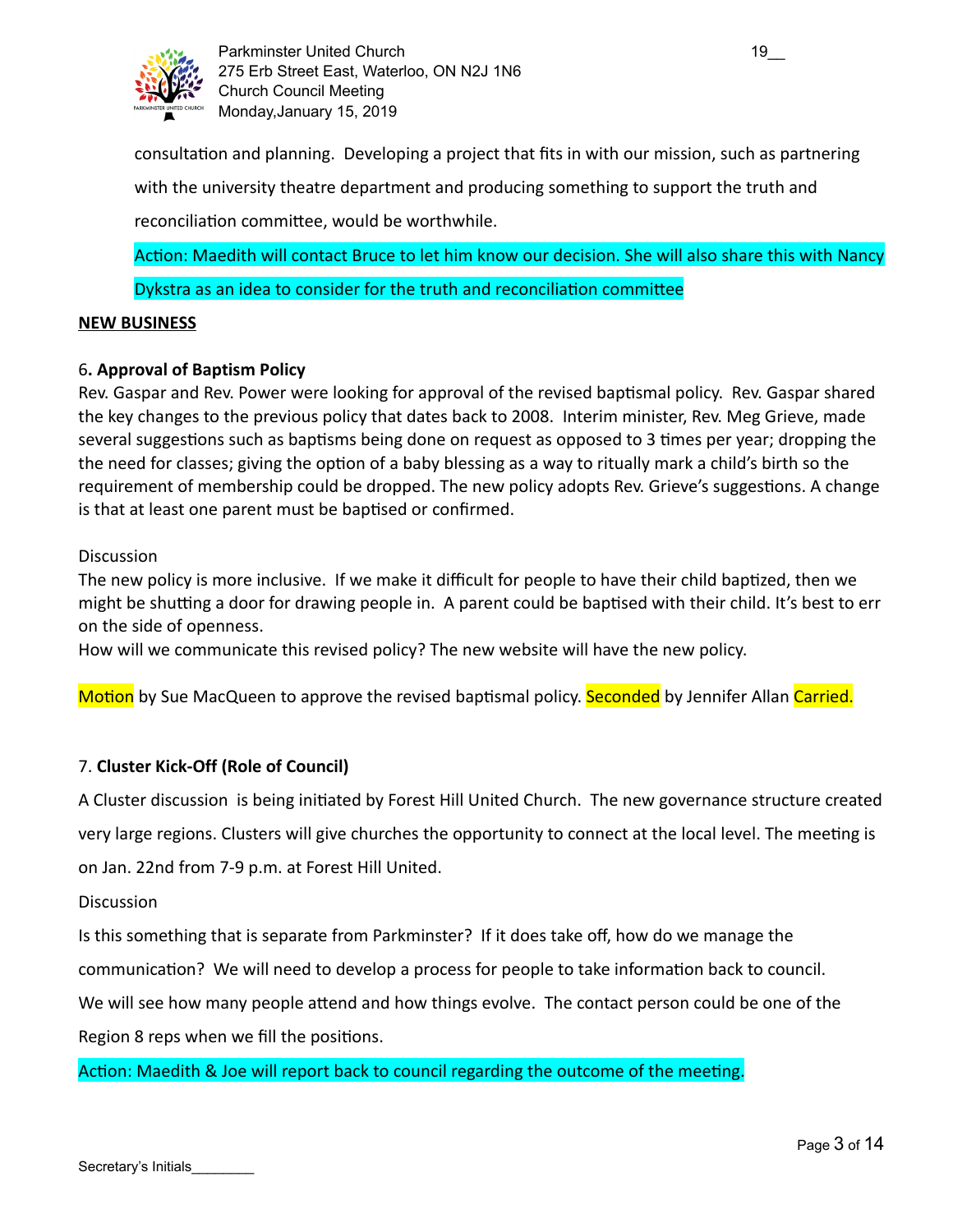consultation and planning. Developing a project that fits in with our mission, such as partnering with the university theatre department and producing something to support the truth and reconciliation committee, would be worthwhile.

Action: Maedith will contact Bruce to let him know our decision. She will also share this with Nancy Dykstra as an idea to consider for the truth and reconciliation committee

**NEW BUSINESS**

6**. Approval of Baptism Policy**

Rev. Gaspar and Rev. Power were looking for approval of the revised baptismal policy. Rev. Gaspar shared the key changes to the previous policy that dates back to 2008. Interim minister, Rev. Meg Grieve, made several suggestions such as baptisms being done on request as opposed to 3 times per year; dropping the the need for classes; giving the option of a baby blessing as a way to ritually mark a child's birth so the requirement of membership could be dropped. The new policy adopts Rev. Grieve's suggestions. A change is that at least one parent must be baptised or confirmed.

Discussion

The new policy is more inclusive. If we make it difficult for people to have their child baptized, then we might be shutting a door for drawing people in. A parent could be baptised with their child. It's best to err on the side of openness.

How will we communicate this revised policy? The new website will have the new policy.

Motion by Sue MacQueen to approve the revised baptismal policy. Seconded by Jennifer Allan Carried.

7. **Cluster Kick-Off (Role of Council)**

A Cluster discussion is being initiated by Forest Hill United Church. The new governance structure created very large regions. Clusters will give churches the opportunity to connect at the local level. The meeting is on Jan. 22nd from 7-9 p.m. at Forest Hill United.

Discussion

Is this something that is separate from Parkminster? If it does take off, how do we manage the communication? We will need to develop a process for people to take information back to council. We will see how many people attend and how things evolve. The contact person could be one of the Region 8 reps when we fill the positions.

Action: Maedith & Joe will report back to council regarding the outcome of the meeting.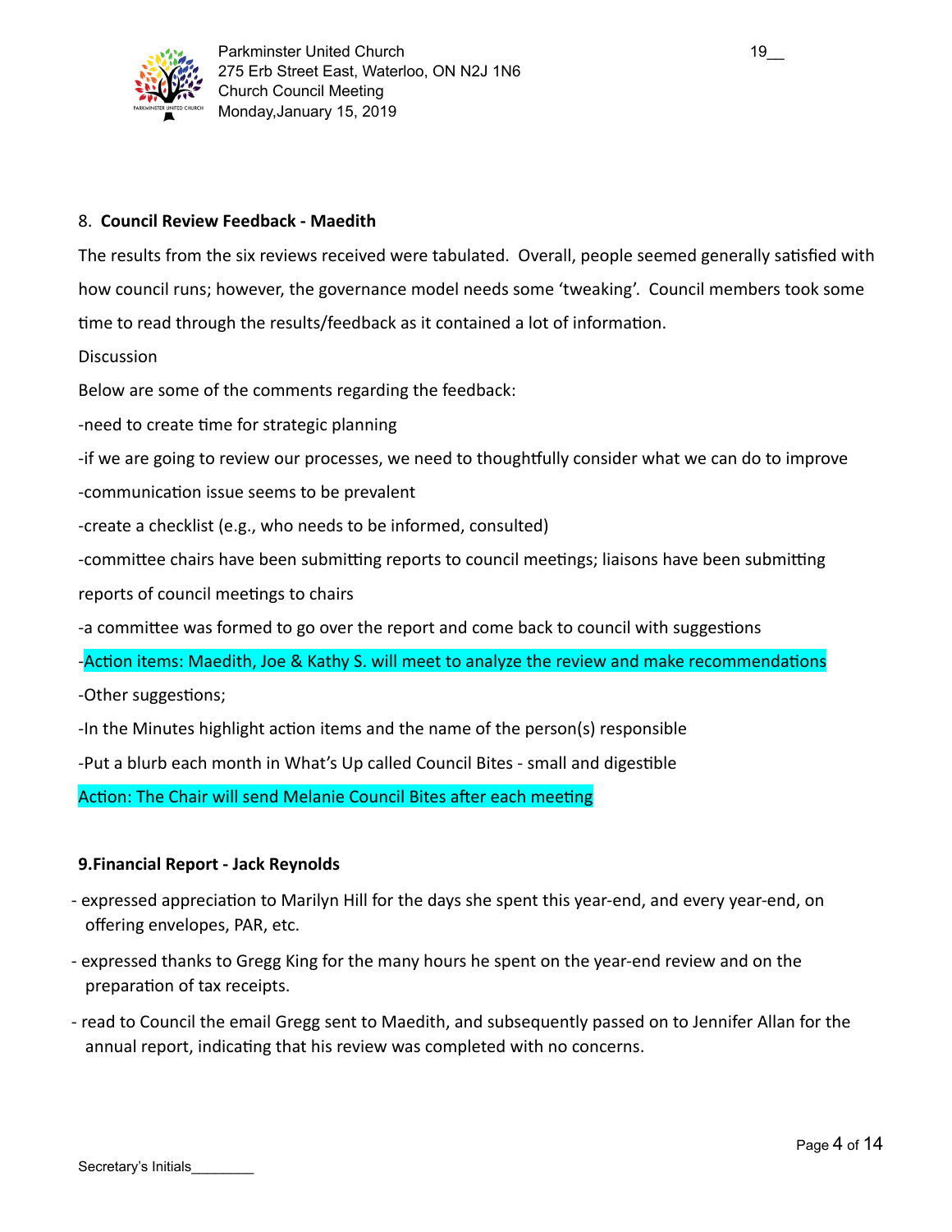8. **Council Review Feedback - Maedith**

The results from the six reviews received were tabulated. Overall, people seemed generally satisfied with how council runs; however, the governance model needs some 'tweaking'. Council members took some time to read through the results/feedback as it contained a lot of information.

Discussion

Below are some of the comments regarding the feedback:

-need to create time for strategic planning

-if we are going to review our processes, we need to thoughtfully consider what we can do to improve

-communication issue seems to be prevalent

-create a checklist (e.g., who needs to be informed, consulted)

-committee chairs have been submitting reports to council meetings; liaisons have been submitting reports of council meetings to chairs

-a committee was formed to go over the report and come back to council with suggestions

-Action items: Maedith, Joe & Kathy S. will meet to analyze the review and make recommendations

-Other suggestions;

-In the Minutes highlight action items and the name of the person(s) responsible

-Put a blurb each month in What's Up called Council Bites - small and digestible

Action: The Chair will send Melanie Council Bites after each meeting

**9.Financial Report - Jack Reynolds**

- expressed appreciation to Marilyn Hill for the days she spent this year-end, and every year-end, on offering envelopes, PAR, etc.
- expressed thanks to Gregg King for the many hours he spent on the year-end review and on the preparation of tax receipts.
- read to Council the email Gregg sent to Maedith, and subsequently passed on to Jennifer Allan for the annual report, indicating that his review was completed with no concerns.

Secretary's Initials________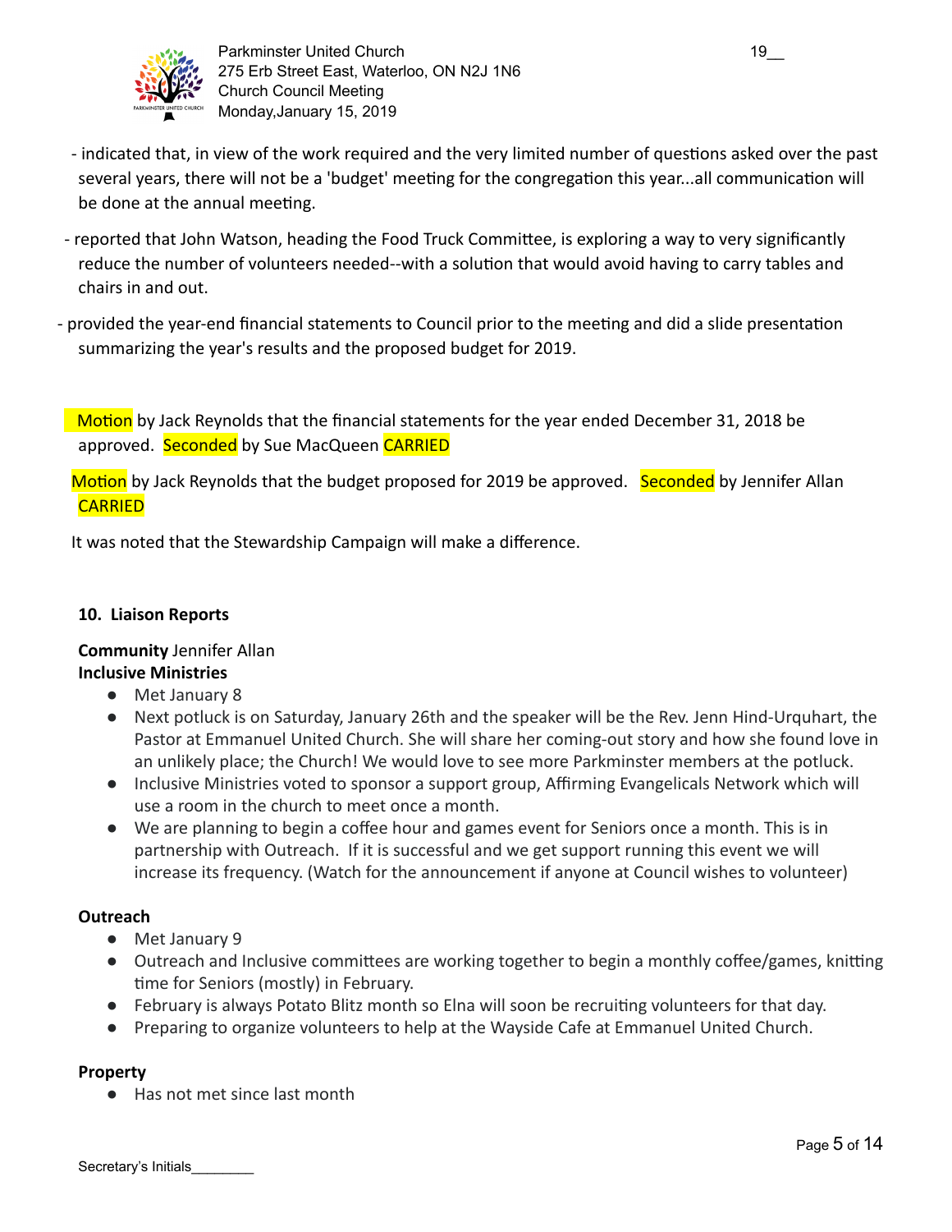- indicated that, in view of the work required and the very limited number of questions asked over the past several years, there will not be a 'budget' meeting for the congregation this year...all communication will be done at the annual meeting.

- reported that John Watson, heading the Food Truck Committee, is exploring a way to very significantly reduce the number of volunteers needed--with a solution that would avoid having to carry tables and chairs in and out.

- provided the year-end financial statements to Council prior to the meeting and did a slide presentation summarizing the year's results and the proposed budget for 2019.

Motion by Jack Reynolds that the financial statements for the year ended December 31, 2018 be approved. Seconded by Sue MacQueen CARRIED

Motion by Jack Reynolds that the budget proposed for 2019 be approved. Seconded by Jennifer Allan CARRIED

It was noted that the Stewardship Campaign will make a difference.

**10. Liaison Reports**

**Community** Jennifer Allan
**Inclusive Ministries**

- Met January 8
- Next potluck is on Saturday, January 26th and the speaker will be the Rev. Jenn Hind-Urquhart, the Pastor at Emmanuel United Church. She will share her coming-out story and how she found love in an unlikely place; the Church! We would love to see more Parkminster members at the potluck.
- Inclusive Ministries voted to sponsor a support group, Affirming Evangelicals Network which will use a room in the church to meet once a month.
- We are planning to begin a coffee hour and games event for Seniors once a month. This is in partnership with Outreach. If it is successful and we get support running this event we will increase its frequency. (Watch for the announcement if anyone at Council wishes to volunteer)

**Outreach**

- Met January 9
- Outreach and Inclusive committees are working together to begin a monthly coffee/games, knitting time for Seniors (mostly) in February.
- February is always Potato Blitz month so Elna will soon be recruiting volunteers for that day.
- Preparing to organize volunteers to help at the Wayside Cafe at Emmanuel United Church.

**Property**

- Has not met since last month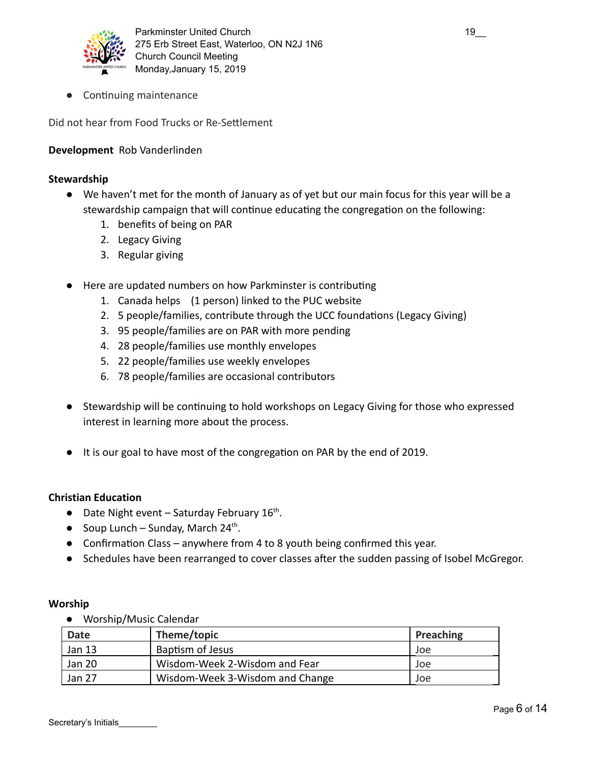- Continuing maintenance

Did not hear from Food Trucks or Re-Settlement

**Development** Rob Vanderlinden

**Stewardship**

- We haven't met for the month of January as of yet but our main focus for this year will be a stewardship campaign that will continue educating the congregation on the following:
    1. benefits of being on PAR
    2. Legacy Giving
    3. Regular giving

- Here are updated numbers on how Parkminster is contributing
    1. Canada helps (1 person) linked to the PUC website
    2. 5 people/families, contribute through the UCC foundations (Legacy Giving)
    3. 95 people/families are on PAR with more pending
    4. 28 people/families use monthly envelopes
    5. 22 people/families use weekly envelopes
    6. 78 people/families are occasional contributors

- Stewardship will be continuing to hold workshops on Legacy Giving for those who expressed interest in learning more about the process.

- It is our goal to have most of the congregation on PAR by the end of 2019.

**Christian Education**

- Date Night event – Saturday February 16th.
- Soup Lunch – Sunday, March 24th.
- Confirmation Class – anywhere from 4 to 8 youth being confirmed this year.
- Schedules have been rearranged to cover classes after the sudden passing of Isobel McGregor.

**Worship**

- Worship/Music Calendar

| Date | Theme/topic | Preaching |
|---|---|---|
| Jan 13 | Baptism of Jesus | Joe |
| Jan 20 | Wisdom-Week 2-Wisdom and Fear | Joe |
| Jan 27 | Wisdom-Week 3-Wisdom and Change | Joe |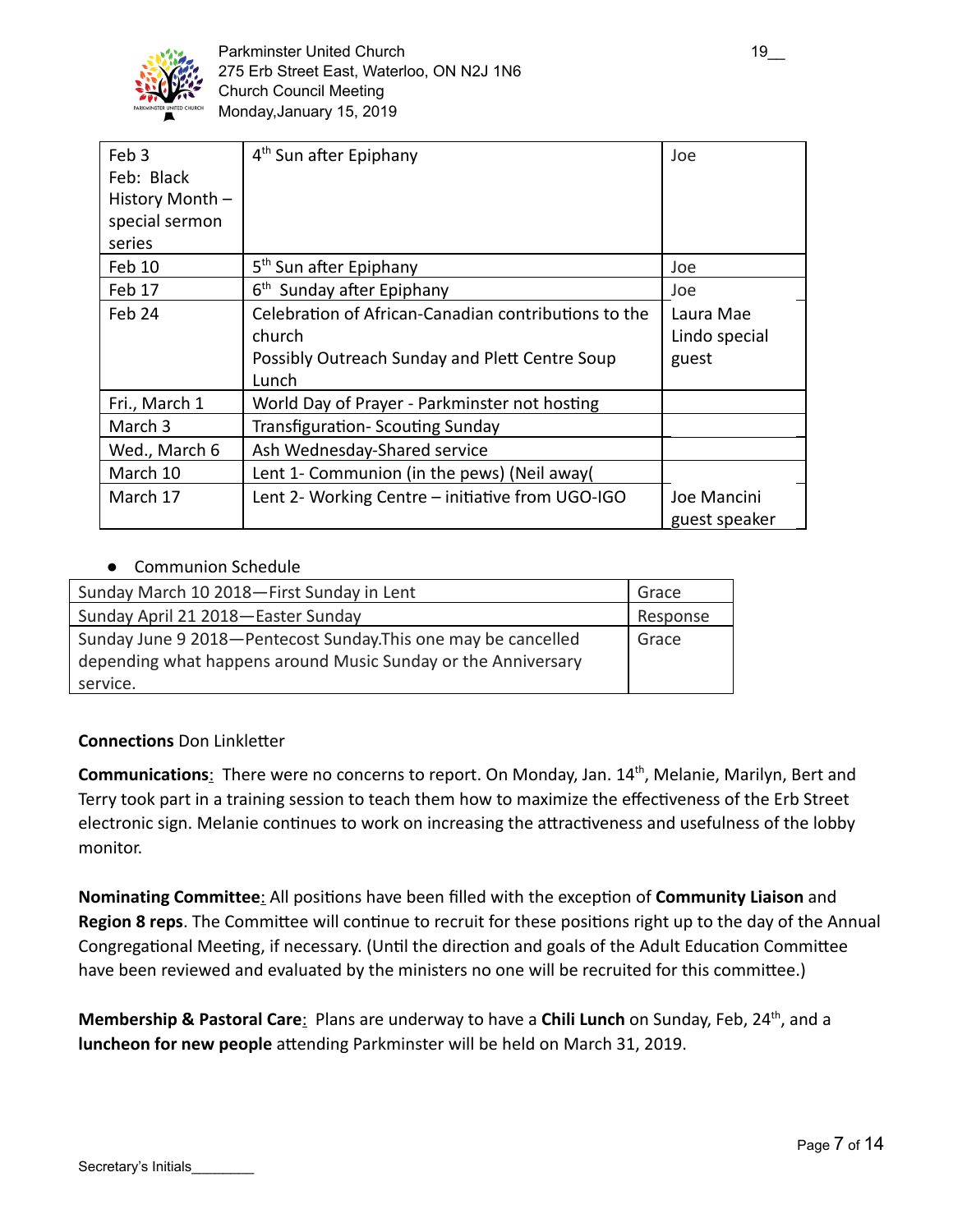| Feb 3 Feb: Black History Month – special sermon series | 4th Sun after Epiphany | Joe |
|---|---|---|
| Feb 10 | 5th Sun after Epiphany | Joe |
| Feb 17 | 6th Sunday after Epiphany | Joe |
| Feb 24 | Celebration of African-Canadian contributions to the church<br>Possibly Outreach Sunday and Plett Centre Soup Lunch | Laura Mae Lindo special guest |
| Fri., March 1 | World Day of Prayer - Parkminster not hosting | |
| March 3 | Transfiguration- Scouting Sunday | |
| Wed., March 6 | Ash Wednesday-Shared service | |
| March 10 | Lent 1- Communion (in the pews) (Neil away( | |
| March 17 | Lent 2- Working Centre – initiative from UGO-IGO | Joe Mancini guest speaker |

- Communion Schedule

| Sunday March 10 2018—First Sunday in Lent | Grace |
|---|---|
| Sunday April 21 2018—Easter Sunday | Response |
| Sunday June 9 2018—Pentecost Sunday.This one may be cancelled depending what happens around Music Sunday or the Anniversary service. | Grace |

**Connections** Don Linkletter

**Communications**: There were no concerns to report. On Monday, Jan. 14th, Melanie, Marilyn, Bert and Terry took part in a training session to teach them how to maximize the effectiveness of the Erb Street electronic sign. Melanie continues to work on increasing the attractiveness and usefulness of the lobby monitor.

**Nominating Committee**: All positions have been filled with the exception of **Community Liaison** and **Region 8 reps**. The Committee will continue to recruit for these positions right up to the day of the Annual Congregational Meeting, if necessary. (Until the direction and goals of the Adult Education Committee have been reviewed and evaluated by the ministers no one will be recruited for this committee.)

**Membership & Pastoral Care**: Plans are underway to have a **Chili Lunch** on Sunday, Feb, 24th, and a **luncheon for new people** attending Parkminster will be held on March 31, 2019.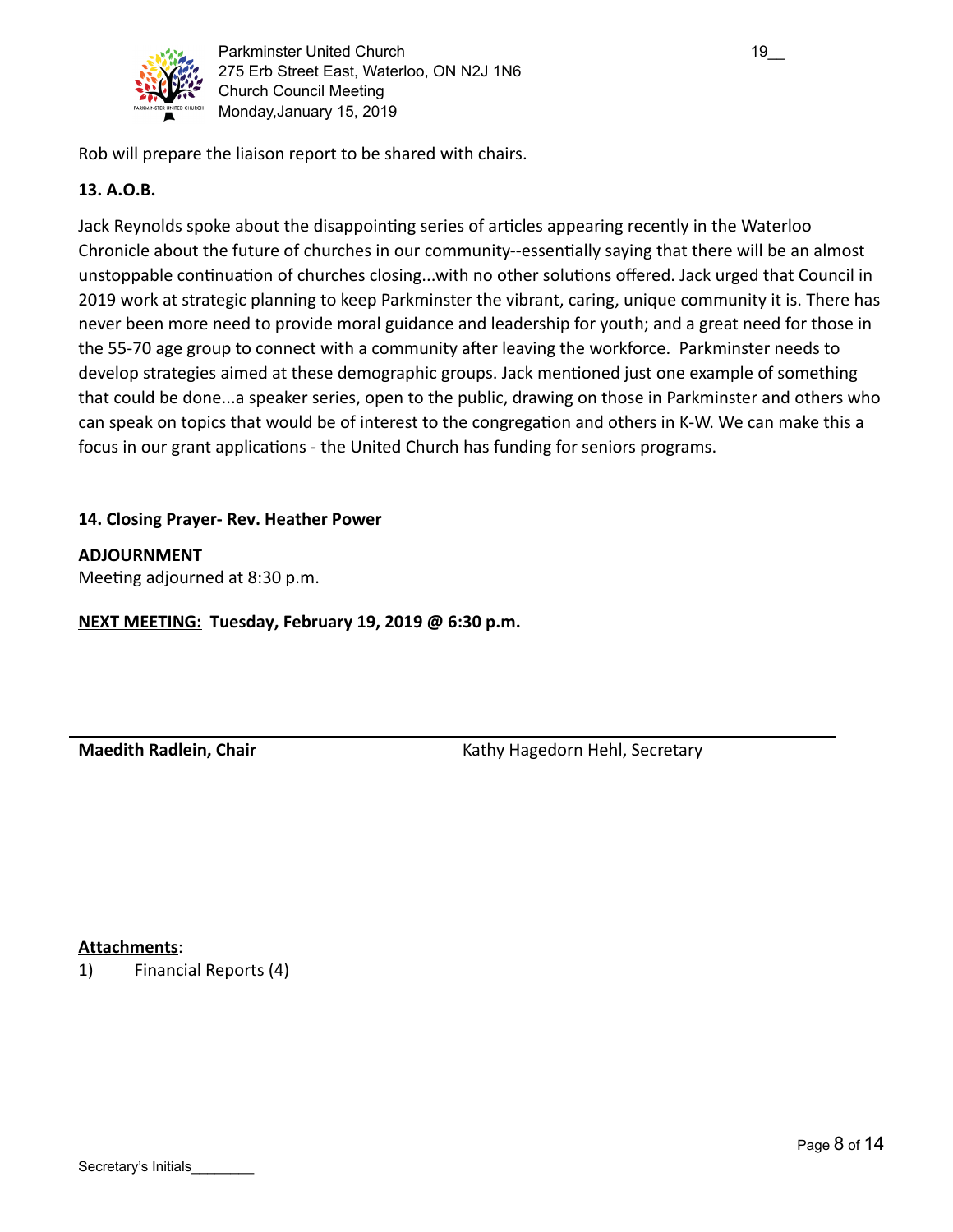Rob will prepare the liaison report to be shared with chairs.

**13. A.O.B.**

Jack Reynolds spoke about the disappointing series of articles appearing recently in the Waterloo Chronicle about the future of churches in our community--essentially saying that there will be an almost unstoppable continuation of churches closing...with no other solutions offered. Jack urged that Council in 2019 work at strategic planning to keep Parkminster the vibrant, caring, unique community it is. There has never been more need to provide moral guidance and leadership for youth; and a great need for those in the 55-70 age group to connect with a community after leaving the workforce. Parkminster needs to develop strategies aimed at these demographic groups. Jack mentioned just one example of something that could be done...a speaker series, open to the public, drawing on those in Parkminster and others who can speak on topics that would be of interest to the congregation and others in K-W. We can make this a focus in our grant applications - the United Church has funding for seniors programs.

**14. Closing Prayer- Rev. Heather Power**

**ADJOURNMENT**
Meeting adjourned at 8:30 p.m.

**NEXT MEETING: Tuesday, February 19, 2019 @ 6:30 p.m.**

**Maedith Radlein, Chair** Kathy Hagedorn Hehl, Secretary

**Attachments**:
1) Financial Reports (4)

Secretary's Initials________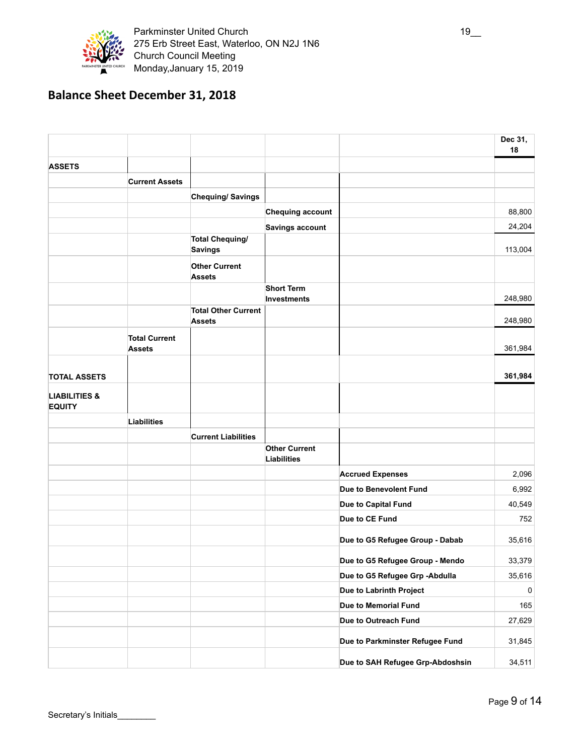Parkminster United Church
275 Erb Street East, Waterloo, ON N2J 1N6
Church Council Meeting
Monday,January 15, 2019

19__

## Balance Sheet December 31, 2018

| | | | | | Dec 31, 18 |
|---|---|---|---|---|---|
| **ASSETS** | | | | | |
| | **Current Assets** | | | | |
| | | **Chequing/ Savings** | | | |
| | | | **Chequing account** | | 88,800 |
| | | | **Savings account** | | 24,204 |
| | | **Total Chequing/ Savings** | | | 113,004 |
| | | **Other Current Assets** | | | |
| | | | **Short Term Investments** | | 248,980 |
| | | **Total Other Current Assets** | | | 248,980 |
| | **Total Current Assets** | | | | 361,984 |
| **TOTAL ASSETS** | | | | | **361,984** |
| **LIABILITIES & EQUITY** | | | | | |
| | **Liabilities** | | | | |
| | | **Current Liabilities** | | | |
| | | | **Other Current Liabilities** | | |
| | | | | **Accrued Expenses** | 2,096 |
| | | | | **Due to Benevolent Fund** | 6,992 |
| | | | | **Due to Capital Fund** | 40,549 |
| | | | | **Due to CE Fund** | 752 |
| | | | | **Due to G5 Refugee Group - Dabab** | 35,616 |
| | | | | **Due to G5 Refugee Group - Mendo** | 33,379 |
| | | | | **Due to G5 Refugee Grp -Abdulla** | 35,616 |
| | | | | **Due to Labrinth Project** | 0 |
| | | | | **Due to Memorial Fund** | 165 |
| | | | | **Due to Outreach Fund** | 27,629 |
| | | | | **Due to Parkminster Refugee Fund** | 31,845 |
| | | | | **Due to SAH Refugee Grp-Abdoshsin** | 34,511 |

Secretary's Initials________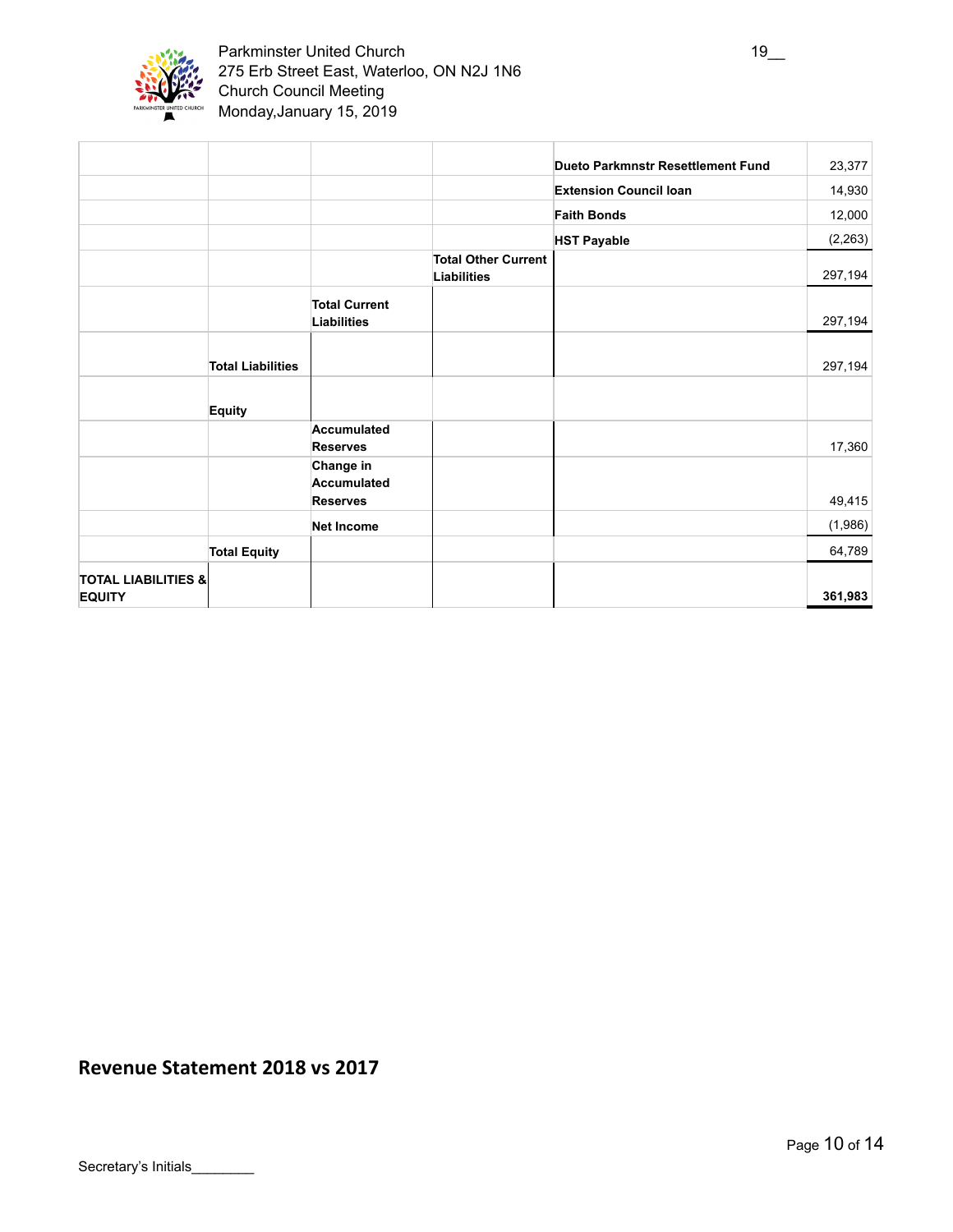| | | | | | |
|---|---|---|---|---|---|
| | | | | **Dueto Parkmnstr Resettlement Fund** | 23,377 |
| | | | | **Extension Council loan** | 14,930 |
| | | | | **Faith Bonds** | 12,000 |
| | | | | **HST Payable** | (2,263) |
| | | | **Total Other Current Liabilities** | | 297,194 |
| | | **Total Current Liabilities** | | | 297,194 |
| | **Total Liabilities** | | | | 297,194 |
| | **Equity** | | | | |
| | | **Accumulated Reserves** | | | 17,360 |
| | | **Change in Accumulated Reserves** | | | 49,415 |
| | | **Net Income** | | | (1,986) |
| | **Total Equity** | | | | 64,789 |
| **TOTAL LIABILITIES & EQUITY** | | | | | **361,983** |

## Revenue Statement 2018 vs 2017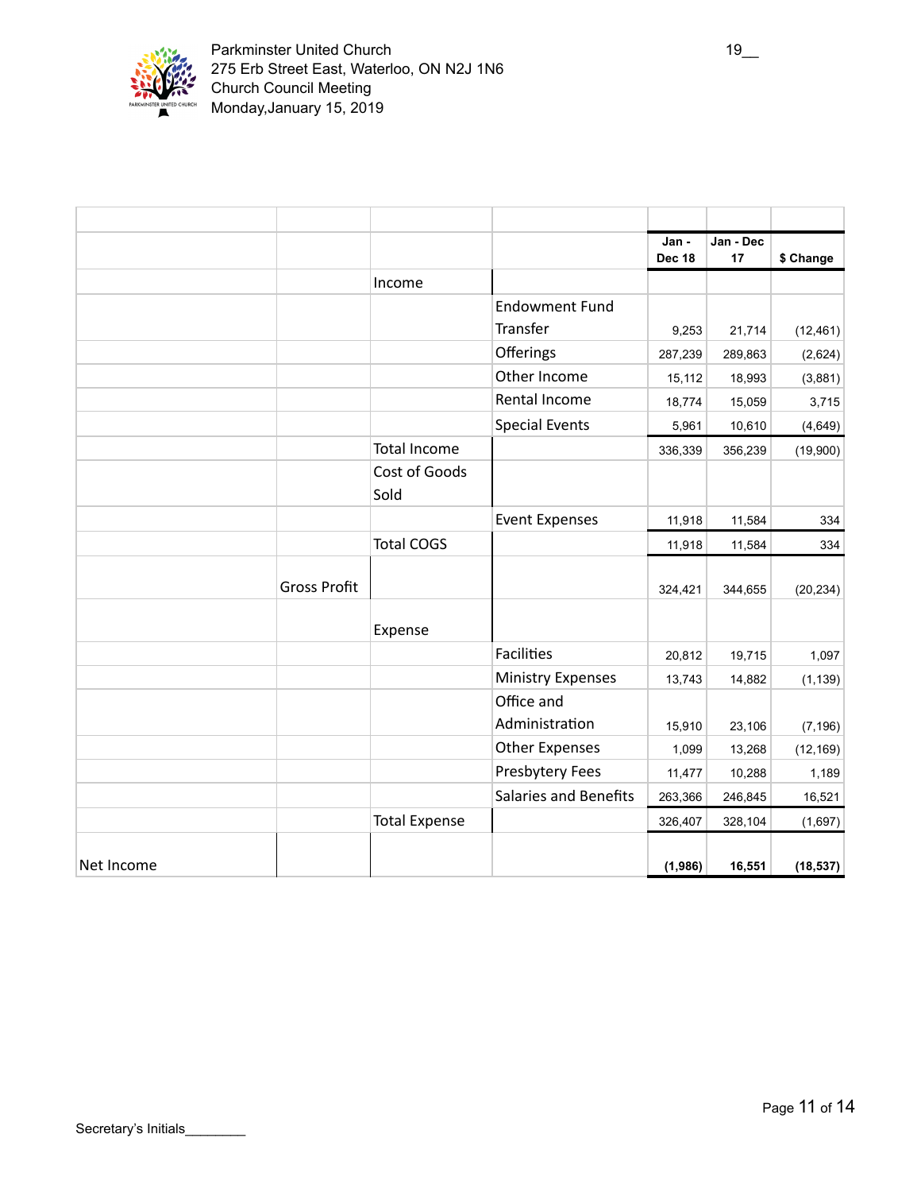Parkminster United Church
275 Erb Street East, Waterloo, ON N2J 1N6
Church Council Meeting
Monday,January 15, 2019

19__

| | | | | Jan - Dec 18 | Jan - Dec 17 | $ Change |
|---|---|---|---|---|---|---|
| | | Income | | | | |
| | | | Endowment Fund Transfer | 9,253 | 21,714 | (12,461) |
| | | | Offerings | 287,239 | 289,863 | (2,624) |
| | | | Other Income | 15,112 | 18,993 | (3,881) |
| | | | Rental Income | 18,774 | 15,059 | 3,715 |
| | | | Special Events | 5,961 | 10,610 | (4,649) |
| | | Total Income | | 336,339 | 356,239 | (19,900) |
| | | Cost of Goods Sold | | | | |
| | | | Event Expenses | 11,918 | 11,584 | 334 |
| | | Total COGS | | 11,918 | 11,584 | 334 |
| | Gross Profit | | | 324,421 | 344,655 | (20,234) |
| | | Expense | | | | |
| | | | Facilities | 20,812 | 19,715 | 1,097 |
| | | | Ministry Expenses | 13,743 | 14,882 | (1,139) |
| | | | Office and Administration | 15,910 | 23,106 | (7,196) |
| | | | Other Expenses | 1,099 | 13,268 | (12,169) |
| | | | Presbytery Fees | 11,477 | 10,288 | 1,189 |
| | | | Salaries and Benefits | 263,366 | 246,845 | 16,521 |
| | | Total Expense | | 326,407 | 328,104 | (1,697) |
| Net Income | | | | **(1,986)** | **16,551** | **(18,537)** |

Secretary's Initials________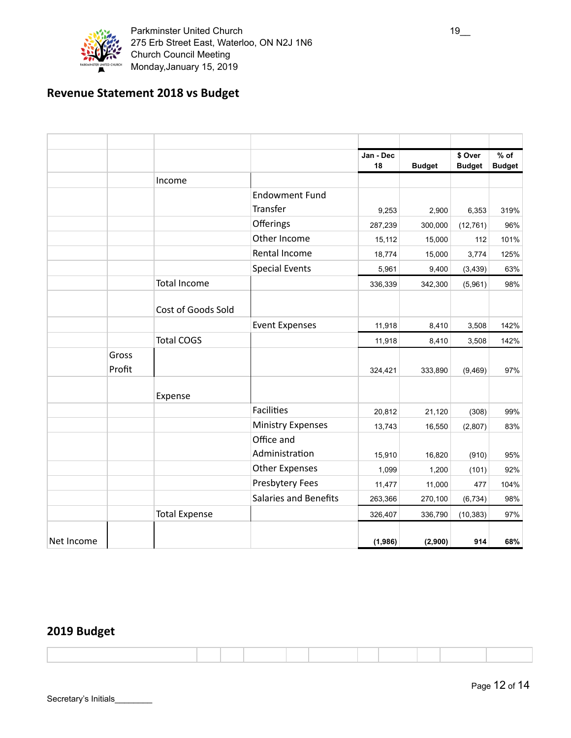Parkminster United Church
275 Erb Street East, Waterloo, ON N2J 1N6
Church Council Meeting
Monday,January 15, 2019

19__

## Revenue Statement 2018 vs Budget

| | | | | Jan - Dec 18 | Budget | $ Over Budget | % of Budget |
|---|---|---|---|---|---|---|---|
| | | Income | | | | | |
| | | | Endowment Fund Transfer | 9,253 | 2,900 | 6,353 | 319% |
| | | | Offerings | 287,239 | 300,000 | (12,761) | 96% |
| | | | Other Income | 15,112 | 15,000 | 112 | 101% |
| | | | Rental Income | 18,774 | 15,000 | 3,774 | 125% |
| | | | Special Events | 5,961 | 9,400 | (3,439) | 63% |
| | | Total Income | | 336,339 | 342,300 | (5,961) | 98% |
| | | Cost of Goods Sold | | | | | |
| | | | Event Expenses | 11,918 | 8,410 | 3,508 | 142% |
| | | Total COGS | | 11,918 | 8,410 | 3,508 | 142% |
| | Gross Profit | | | 324,421 | 333,890 | (9,469) | 97% |
| | | Expense | | | | | |
| | | | Facilities | 20,812 | 21,120 | (308) | 99% |
| | | | Ministry Expenses | 13,743 | 16,550 | (2,807) | 83% |
| | | | Office and Administration | 15,910 | 16,820 | (910) | 95% |
| | | | Other Expenses | 1,099 | 1,200 | (101) | 92% |
| | | | Presbytery Fees | 11,477 | 11,000 | 477 | 104% |
| | | | Salaries and Benefits | 263,366 | 270,100 | (6,734) | 98% |
| | | Total Expense | | 326,407 | 336,790 | (10,383) | 97% |
| Net Income | | | | **(1,986)** | **(2,900)** | **914** | **68%** |

## 2019 Budget

Secretary's Initials________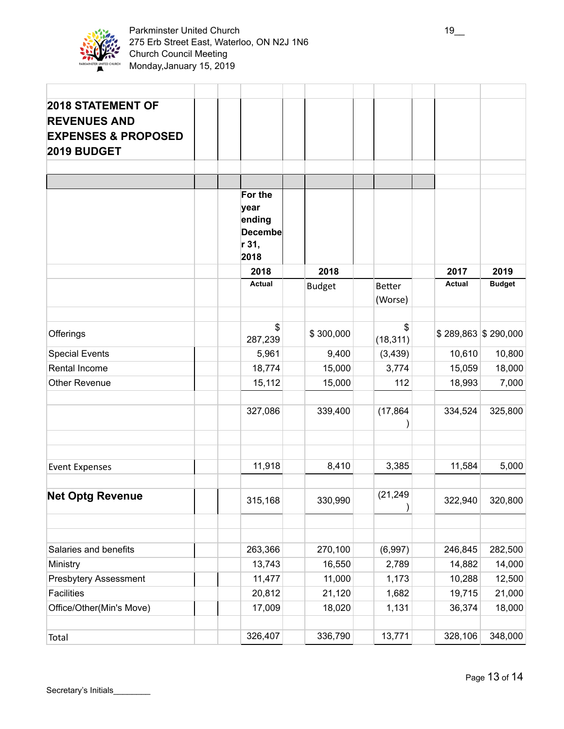Parkminster United Church
275 Erb Street East, Waterloo, ON N2J 1N6
Church Council Meeting
Monday,January 15, 2019

19__

## 2018 STATEMENT OF REVENUES AND EXPENSES & PROPOSED 2019 BUDGET

| | For the year ending December 31, 2018 | | | | |
|---|---|---|---|---|---|
| | 2018 | 2018 | | 2017 | 2019 |
| | Actual | Budget | Better (Worse) | Actual | Budget |
| Offerings | $ 287,239 | $ 300,000 | $ (18,311) | $ 289,863 | $ 290,000 |
| Special Events | 5,961 | 9,400 | (3,439) | 10,610 | 10,800 |
| Rental Income | 18,774 | 15,000 | 3,774 | 15,059 | 18,000 |
| Other Revenue | 15,112 | 15,000 | 112 | 18,993 | 7,000 |
| | 327,086 | 339,400 | (17,864) | 334,524 | 325,800 |
| Event Expenses | 11,918 | 8,410 | 3,385 | 11,584 | 5,000 |
| **Net Optg Revenue** | 315,168 | 330,990 | (21,249) | 322,940 | 320,800 |
| Salaries and benefits | 263,366 | 270,100 | (6,997) | 246,845 | 282,500 |
| Ministry | 13,743 | 16,550 | 2,789 | 14,882 | 14,000 |
| Presbytery Assessment | 11,477 | 11,000 | 1,173 | 10,288 | 12,500 |
| Facilities | 20,812 | 21,120 | 1,682 | 19,715 | 21,000 |
| Office/Other(Min's Move) | 17,009 | 18,020 | 1,131 | 36,374 | 18,000 |
| Total | 326,407 | 336,790 | 13,771 | 328,106 | 348,000 |

Secretary's Initials________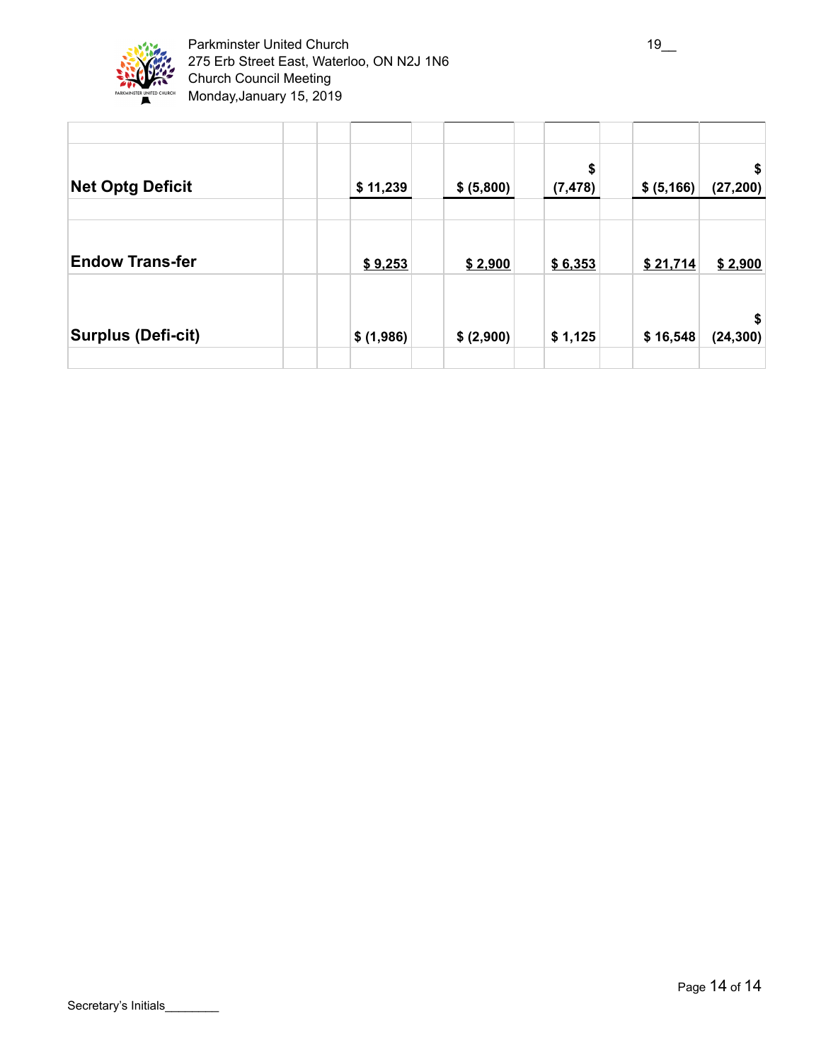| | | | | | | | | | |
|---|---|---|---|---|---|---|---|---|---|
| **Net Optg Deficit** | | | **$ 11,239** | | **$ (5,800)** | | **$ (7,478)** | | **$ (5,166)** | **$ (27,200)** |
| **Endow Trans-fer** | | | **$ 9,253** | | **$ 2,900** | | **$ 6,353** | | **$ 21,714** | **$ 2,900** |
| **Surplus (Defi-cit)** | | | **$ (1,986)** | | **$ (2,900)** | | **$ 1,125** | | **$ 16,548** | **$ (24,300)** |

Secretary's Initials________